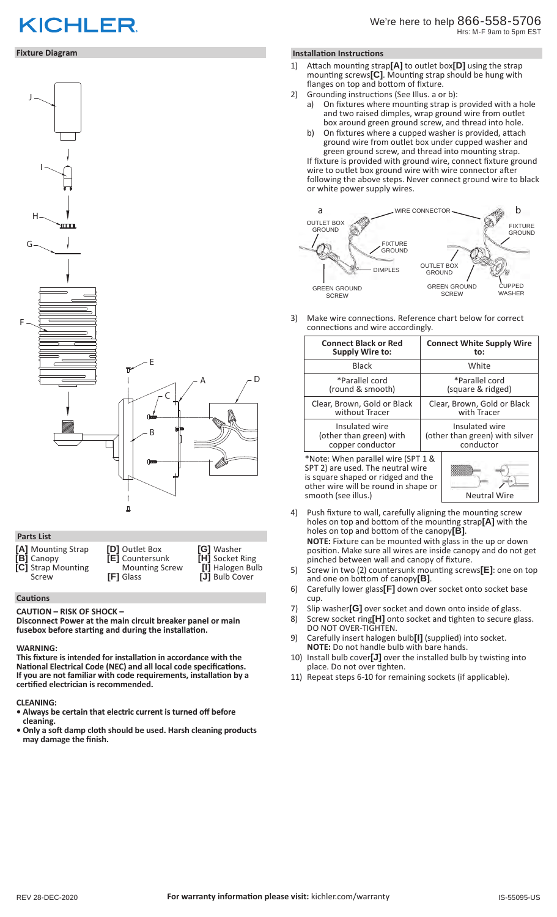# KICHLER

We're here to help 866-558-5706
Hrs: M-F 9am to 5pm EST

## Fixture Diagram

## Parts List

- **[A]** Mounting Strap
- **[B]** Canopy
- **[C]** Strap Mounting Screw
- **[D]** Outlet Box
- **[E]** Countersunk Mounting Screw
- **[F]** Glass
- **[G]** Washer
- **[H]** Socket Ring
- **[I]** Halogen Bulb
- **[J]** Bulb Cover

## Cautions

**CAUTION – RISK OF SHOCK –**
**Disconnect Power at the main circuit breaker panel or main fusebox before starting and during the installation.**

**WARNING:**
**This fixture is intended for installation in accordance with the National Electrical Code (NEC) and all local code specifications. If you are not familiar with code requirements, installation by a certified electrician is recommended.**

**CLEANING:**
- **Always be certain that electric current is turned off before cleaning.**
- **Only a soft damp cloth should be used. Harsh cleaning products may damage the finish.**

## Installation Instructions

1) Attach mounting strap**[A]** to outlet box**[D]** using the strap mounting screws**[C]**. Mounting strap should be hung with flanges on top and bottom of fixture.
2) Grounding instructions (See Illus. a or b):
   a) On fixtures where mounting strap is provided with a hole and two raised dimples, wrap ground wire from outlet box around green ground screw, and thread into hole.
   b) On fixtures where a cupped washer is provided, attach ground wire from outlet box under cupped washer and green ground screw, and thread into mounting strap.

   If fixture is provided with ground wire, connect fixture ground wire to outlet box ground wire with wire connector after following the above steps. Never connect ground wire to black or white power supply wires.

3) Make wire connections. Reference chart below for correct connections and wire accordingly.

| Connect Black or Red Supply Wire to: | Connect White Supply Wire to: |
|---|---|
| Black | White |
| *Parallel cord (round & smooth) | *Parallel cord (square & ridged) |
| Clear, Brown, Gold or Black without Tracer | Clear, Brown, Gold or Black with Tracer |
| Insulated wire (other than green) with copper conductor | Insulated wire (other than green) with silver conductor |

*Note: When parallel wire (SPT 1 & SPT 2) are used. The neutral wire is square shaped or ridged and the other wire will be round in shape or smooth (see illus.)

Neutral Wire

4) Push fixture to wall, carefully aligning the mounting screw holes on top and bottom of the mounting strap**[A]** with the holes on top and bottom of the canopy**[B]**.
   **NOTE:** Fixture can be mounted with glass in the up or down position. Make sure all wires are inside canopy and do not get pinched between wall and canopy of fixture.
5) Screw in two (2) countersunk mounting screws**[E]**: one on top and one on bottom of canopy**[B]**.
6) Carefully lower glass**[F]** down over socket onto socket base cup.
7) Slip washer**[G]** over socket and down onto inside of glass.
8) Screw socket ring**[H]** onto socket and tighten to secure glass. DO NOT OVER-TIGHTEN.
9) Carefully insert halogen bulb**[I]** (supplied) into socket.
   **NOTE:** Do not handle bulb with bare hands.
10) Install bulb cover**[J]** over the installed bulb by twisting into place. Do not over tighten.
11) Repeat steps 6-10 for remaining sockets (if applicable).

REV 28-DEC-2020 **For warranty information please visit:** kichler.com/warranty IS-55095-US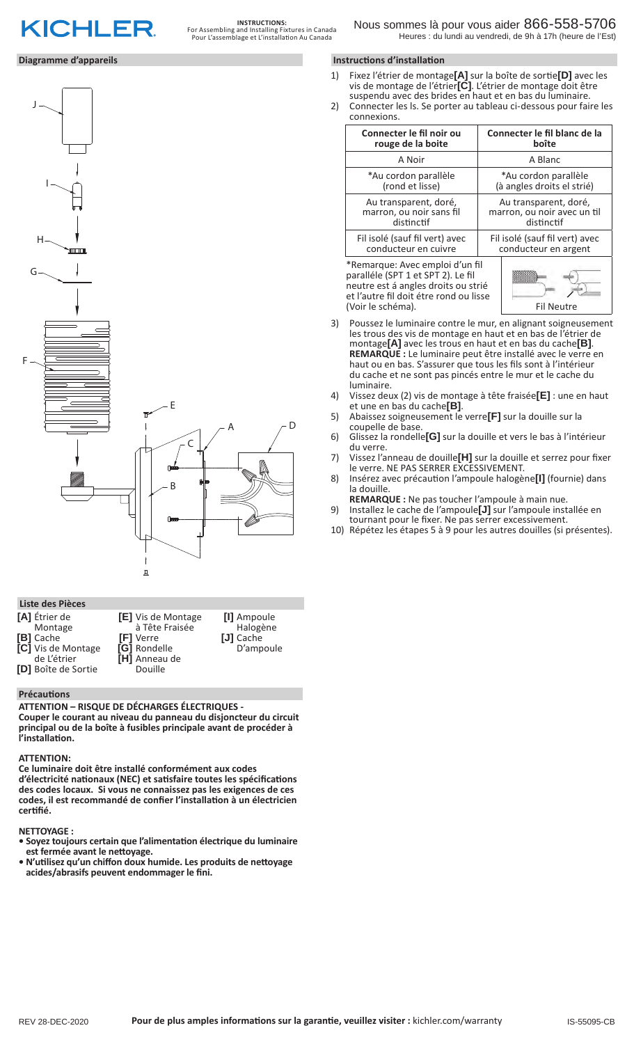KICHLER

**INSTRUCTIONS:**
For Assembling and Installing Fixtures in Canada
Pour L'assemblage et L'installation Au Canada

Nous sommes là pour vous aider 866-558-5706
Heures : du lundi au vendredi, de 9h à 17h (heure de l'Est)

## Diagramme d'appareils

J, I, H, G, F, E, C, A, D, B

## Liste des Pièces

- **[A]** Étrier de Montage
- **[B]** Cache
- **[C]** Vis de Montage de L'étrier
- **[D]** Boîte de Sortie
- **[E]** Vis de Montage à Tête Fraisée
- **[F]** Verre
- **[G]** Rondelle
- **[H]** Anneau de Douille
- **[I]** Ampoule Halogène
- **[J]** Cache D'ampoule

## Précautions

**ATTENTION – RISQUE DE DÉCHARGES ÉLECTRIQUES - Couper le courant au niveau du panneau du disjoncteur du circuit principal ou de la boîte à fusibles principale avant de procéder à l'installation.**

**ATTENTION:**
**Ce luminaire doit être installé conformément aux codes d'électricité nationaux (NEC) et satisfaire toutes les spécifications des codes locaux. Si vous ne connaissez pas les exigences de ces codes, il est recommandé de confier l'installation à un électricien certifié.**

**NETTOYAGE :**
- **Soyez toujours certain que l'alimentation électrique du luminaire est fermée avant le nettoyage.**
- **N'utilisez qu'un chiffon doux humide. Les produits de nettoyage acides/abrasifs peuvent endommager le fini.**

## Instructions d'installation

1) Fixez l'étrier de montage **[A]** sur la boîte de sortie **[D]** avec les vis de montage de l'étrier **[C]**. L'étrier de montage doit être suspendu avec des brides en haut et en bas du luminaire.
2) Connecter les ls. Se porter au tableau ci-dessous pour faire les connexions.

| Connecter le fil noir ou rouge de la boite | Connecter le fil blanc de la boîte |
|---|---|
| A Noir | A Blanc |
| *Au cordon parallèle (rond et lisse) | *Au cordon parallèle (à angles droits el strié) |
| Au transparent, doré, marron, ou noir sans fil distinctif | Au transparent, doré, marron, ou noir avec un til distinctif |
| Fil isolé (sauf fil vert) avec conducteur en cuivre | Fil isolé (sauf fil vert) avec conducteur en argent |

*Remarque: Avec emploi d'un fil paralléle (SPT 1 et SPT 2). Le fil neutre est á angles droits ou strié et l'autre fil doit étre rond ou lisse (Voir le schéma).

Fil Neutre

3) Poussez le luminaire contre le mur, en alignant soigneusement les trous des vis de montage en haut et en bas de l'étrier de montage **[A]** avec les trous en haut et en bas du cache **[B]**. **REMARQUE :** Le luminaire peut être installé avec le verre en haut ou en bas. S'assurer que tous les fils sont à l'intérieur du cache et ne sont pas pincés entre le mur et le cache du luminaire.
4) Vissez deux (2) vis de montage à tête fraisée **[E]** : une en haut et une en bas du cache **[B]**.
5) Abaissez soigneusement le verre **[F]** sur la douille sur la coupelle de base.
6) Glissez la rondelle **[G]** sur la douille et vers le bas à l'intérieur du verre.
7) Vissez l'anneau de douille **[H]** sur la douille et serrez pour fixer le verre. NE PAS SERRER EXCESSIVEMENT.
8) Insérez avec précaution l'ampoule halogène **[I]** (fournie) dans la douille.
   **REMARQUE :** Ne pas toucher l'ampoule à main nue.
9) Installez le cache de l'ampoule **[J]** sur l'ampoule installée en tournant pour le fixer. Ne pas serrer excessivement.
10) Répétez les étapes 5 à 9 pour les autres douilles (si présentes).

REV 28-DEC-2020 **Pour de plus amples informations sur la garantie, veuillez visiter :** kichler.com/warranty IS-55095-CB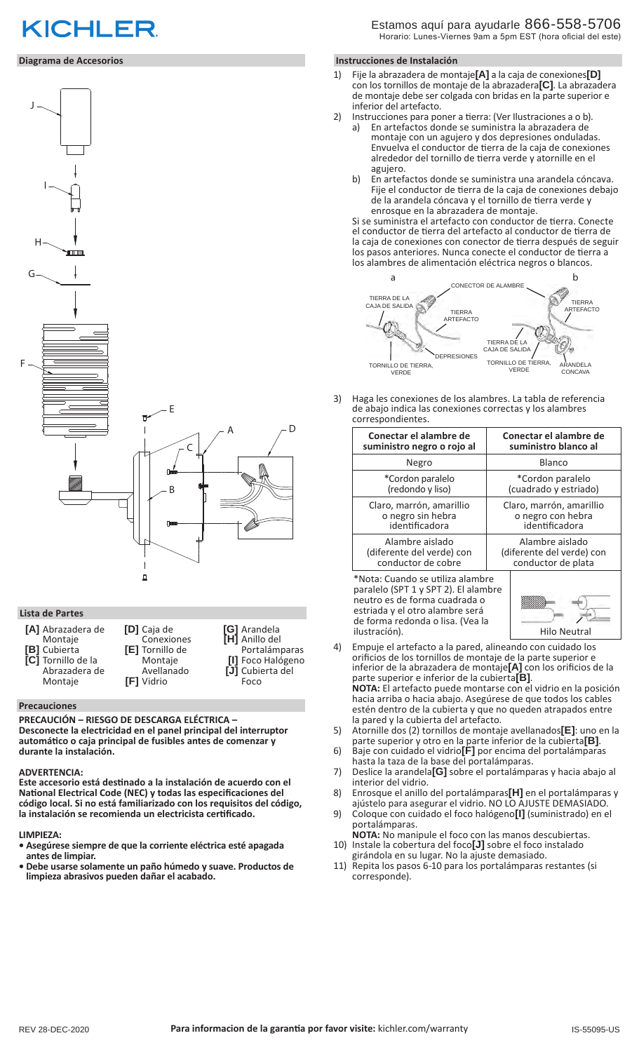# KICHLER

Estamos aquí para ayudarle 866-558-5706
Horario: Lunes-Viernes 9am a 5pm EST (hora oficial del este)

## Diagrama de Accesorios

J
I
H
G
F
E
A
D
C
B

## Lista de Partes

**[A]** Abrazadera de Montaje
**[B]** Cubierta
**[C]** Tornillo de la Abrazadera de Montaje
**[D]** Caja de Conexiones
**[E]** Tornillo de Montaje Avellanado
**[F]** Vidrio
**[G]** Arandela
**[H]** Anillo del Portalámparas
**[I]** Foco Halógeno
**[J]** Cubierta del Foco

## Precauciones

**PRECAUCIÓN – RIESGO DE DESCARGA ELÉCTRICA – Desconecte la electricidad en el panel principal del interruptor automático o caja principal de fusibles antes de comenzar y durante la instalación.**

**ADVERTENCIA:**
**Este accesorio está destinado a la instalación de acuerdo con el National Electrical Code (NEC) y todas las especificaciones del código local. Si no está familiarizado con los requisitos del código, la instalación se recomienda un electricista certificado.**

**LIMPIEZA:**
- **Asegúrese siempre de que la corriente eléctrica esté apagada antes de limpiar.**
- **Debe usarse solamente un paño húmedo y suave. Productos de limpieza abrasivos pueden dañar el acabado.**

## Instrucciones de Instalación

1) Fije la abrazadera de montaje**[A]** a la caja de conexiones**[D]** con los tornillos de montaje de la abrazadera**[C]**. La abrazadera de montaje debe ser colgada con bridas en la parte superior e inferior del artefacto.
2) Instrucciones para poner a tierra: (Ver Ilustraciones a o b).
   a) En artefactos donde se suministra la abrazadera de montaje con un agujero y dos depresiones onduladas. Envuelva el conductor de tierra de la caja de conexiones alrededor del tornillo de tierra verde y atornille en el agujero.
   b) En artefactos donde se suministra una arandela cóncava. Fije el conductor de tierra de la caja de conexiones debajo de la arandela cóncava y el tornillo de tierra verde y enrosque en la abrazadera de montaje.

   Si se suministra el artefacto con conductor de tierra. Conecte el conductor de tierra del artefacto al conductor de tierra de la caja de conexiones con conector de tierra después de seguir los pasos anteriores. Nunca conecte el conductor de tierra a los alambres de alimentación eléctrica negros o blancos.

a
b
CONECTOR DE ALAMBRE
TIERRA DE LA CAJA DE SALIDA
TIERRA ARTEFACTO
DEPRESIONES
TORNILLO DE TIERRA, VERDE
TIERRA ARTEFACTO
TIERRA DE LA CAJA DE SALIDA
TORNILLO DE TIERRA, VERDE
ARANDELA CONCAVA

3) Haga les conexiones de los alambres. La tabla de referencia de abajo indica las conexiones correctas y los alambres correspondientes.

| Conectar el alambre de suministro negro o rojo al | Conectar el alambre de suministro blanco al |
|---|---|
| Negro | Blanco |
| *Cordon paralelo (redondo y liso) | *Cordon paralelo (cuadrado y estriado) |
| Claro, marrón, amarillio o negro sin hebra identificadora | Claro, marrón, amarillio o negro con hebra identificadora |
| Alambre aislado (diferente del verde) con conductor de cobre | Alambre aislado (diferente del verde) con conductor de plata |

*Nota: Cuando se utiliza alambre paralelo (SPT 1 y SPT 2). El alambre neutro es de forma cuadrada o estriada y el otro alambre será de forma redonda o lisa. (Vea la ilustración).

Hilo Neutral

4) Empuje el artefacto a la pared, alineando con cuidado los orificios de los tornillos de montaje de la parte superior e inferior de la abrazadera de montaje**[A]** con los orificios de la parte superior e inferior de la cubierta**[B]**.
   **NOTA:** El artefacto puede montarse con el vidrio en la posición hacia arriba o hacia abajo. Asegúrese de que todos los cables estén dentro de la cubierta y que no queden atrapados entre la pared y la cubierta del artefacto.
5) Atornille dos (2) tornillos de montaje avellanados**[E]**: uno en la parte superior y otro en la parte inferior de la cubierta**[B]**.
6) Baje con cuidado el vidrio**[F]** por encima del portalámparas hasta la taza de la base del portalámparas.
7) Deslice la arandela**[G]** sobre el portalámparas y hacia abajo al interior del vidrio.
8) Enrosque el anillo del portalámparas**[H]** en el portalámparas y ajústelo para asegurar el vidrio. NO LO AJUSTE DEMASIADO.
9) Coloque con cuidado el foco halógeno**[I]** (suministrado) en el portalámparas.
   **NOTA:** No manipule el foco con las manos descubiertas.
10) Instale la cobertura del foco**[J]** sobre el foco instalado girándola en su lugar. No la ajuste demasiado.
11) Repita los pasos 6-10 para los portalámparas restantes (si corresponde).

REV 28-DEC-2020

**Para informacion de la garantía por favor visite:** kichler.com/warranty

IS-55095-US